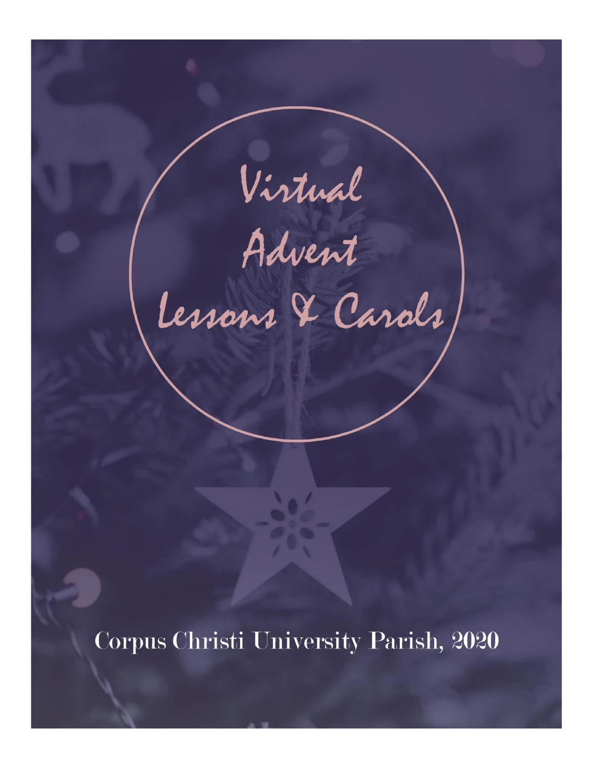# Virtual Advent Lessons & Carols

Corpus Christi University Parish, 2020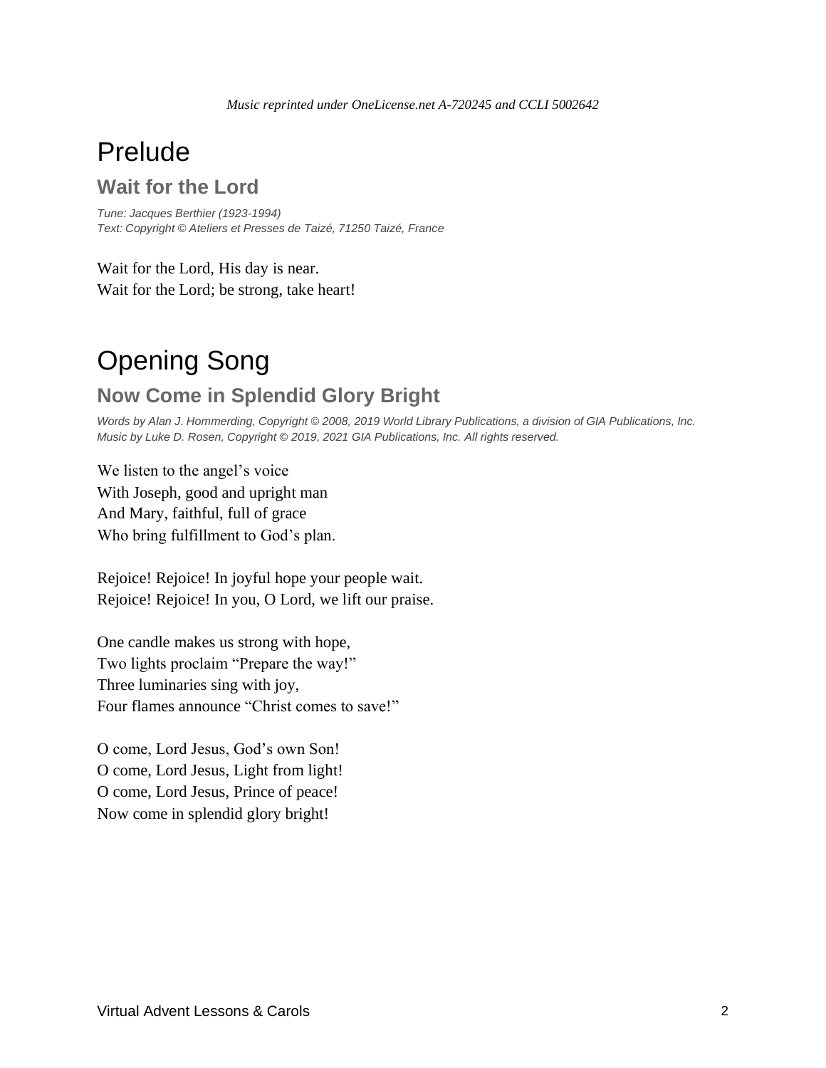*Music reprinted under OneLicense.net A-720245 and CCLI 5002642*

# Prelude

## Wait for the Lord

*Tune: Jacques Berthier (1923-1994)*
*Text: Copyright © Ateliers et Presses de Taizé, 71250 Taizé, France*

Wait for the Lord, His day is near.
Wait for the Lord; be strong, take heart!

# Opening Song

## Now Come in Splendid Glory Bright

*Words by Alan J. Hommerding, Copyright © 2008, 2019 World Library Publications, a division of GIA Publications, Inc.*
*Music by Luke D. Rosen, Copyright © 2019, 2021 GIA Publications, Inc. All rights reserved.*

We listen to the angel's voice
With Joseph, good and upright man
And Mary, faithful, full of grace
Who bring fulfillment to God's plan.

Rejoice! Rejoice! In joyful hope your people wait.
Rejoice! Rejoice! In you, O Lord, we lift our praise.

One candle makes us strong with hope,
Two lights proclaim "Prepare the way!"
Three luminaries sing with joy,
Four flames announce "Christ comes to save!"

O come, Lord Jesus, God's own Son!
O come, Lord Jesus, Light from light!
O come, Lord Jesus, Prince of peace!
Now come in splendid glory bright!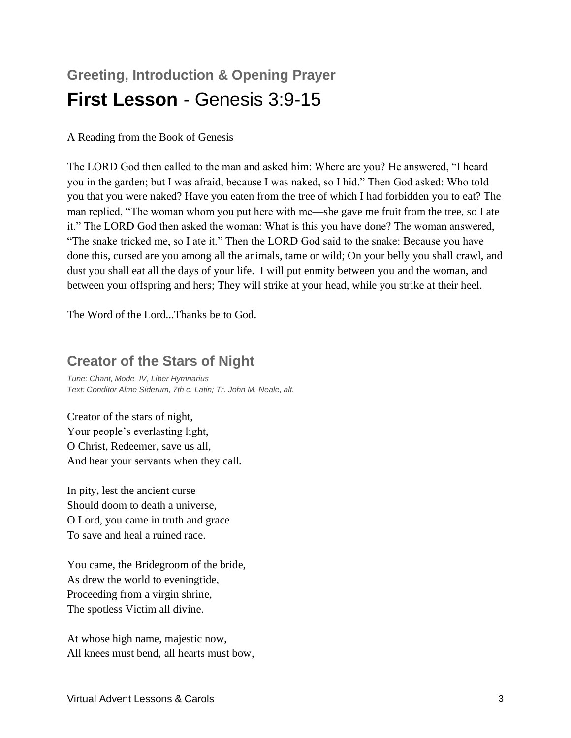### Greeting, Introduction & Opening Prayer

## **First Lesson** - Genesis 3:9-15

A Reading from the Book of Genesis

The LORD God then called to the man and asked him: Where are you? He answered, “I heard you in the garden; but I was afraid, because I was naked, so I hid.” Then God asked: Who told you that you were naked? Have you eaten from the tree of which I had forbidden you to eat? The man replied, “The woman whom you put here with me—she gave me fruit from the tree, so I ate it.” The LORD God then asked the woman: What is this you have done? The woman answered, “The snake tricked me, so I ate it.” Then the LORD God said to the snake: Because you have done this, cursed are you among all the animals, tame or wild; On your belly you shall crawl, and dust you shall eat all the days of your life. I will put enmity between you and the woman, and between your offspring and hers; They will strike at your head, while you strike at their heel.

The Word of the Lord...Thanks be to God.

### Creator of the Stars of Night

*Tune: Chant, Mode IV, Liber Hymnarius*
*Text: Conditor Alme Siderum, 7th c. Latin; Tr. John M. Neale, alt.*

Creator of the stars of night,
Your people’s everlasting light,
O Christ, Redeemer, save us all,
And hear your servants when they call.

In pity, lest the ancient curse
Should doom to death a universe,
O Lord, you came in truth and grace
To save and heal a ruined race.

You came, the Bridegroom of the bride,
As drew the world to eveningtide,
Proceeding from a virgin shrine,
The spotless Victim all divine.

At whose high name, majestic now,
All knees must bend, all hearts must bow,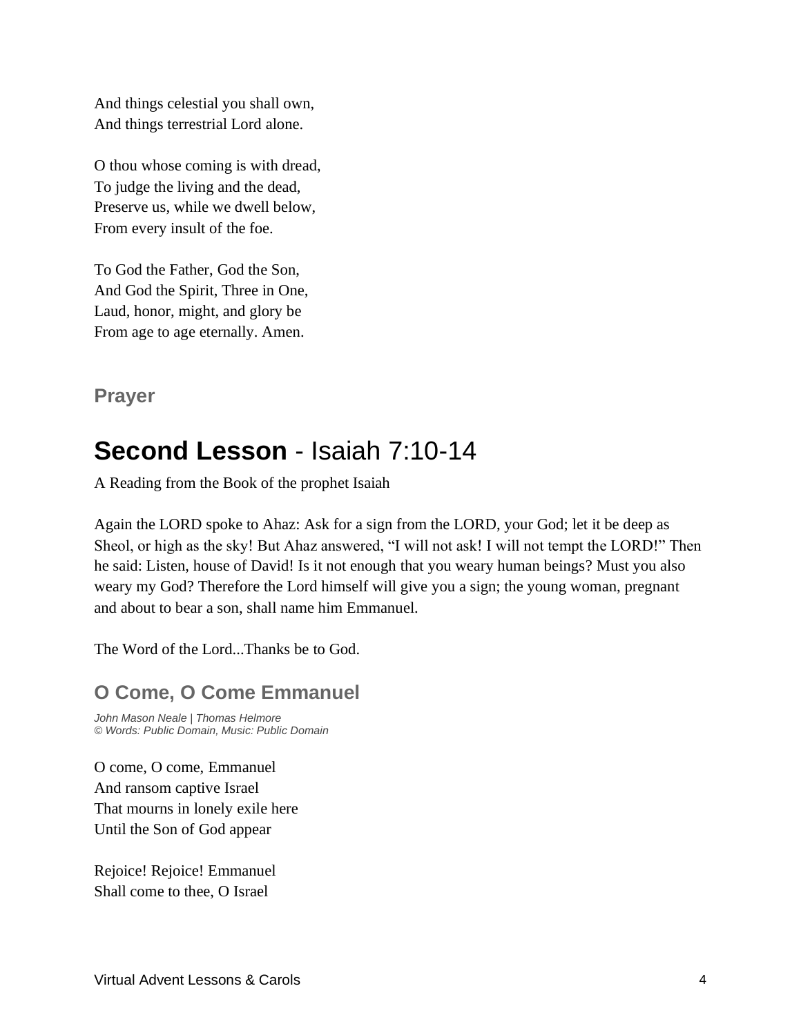And things celestial you shall own,
And things terrestrial Lord alone.

O thou whose coming is with dread,
To judge the living and the dead,
Preserve us, while we dwell below,
From every insult of the foe.

To God the Father, God the Son,
And God the Spirit, Three in One,
Laud, honor, might, and glory be
From age to age eternally. Amen.

### Prayer

## **Second Lesson** - Isaiah 7:10-14

A Reading from the Book of the prophet Isaiah

Again the LORD spoke to Ahaz: Ask for a sign from the LORD, your God; let it be deep as Sheol, or high as the sky! But Ahaz answered, "I will not ask! I will not tempt the LORD!" Then he said: Listen, house of David! Is it not enough that you weary human beings? Must you also weary my God? Therefore the Lord himself will give you a sign; the young woman, pregnant and about to bear a son, shall name him Emmanuel.

The Word of the Lord...Thanks be to God.

### O Come, O Come Emmanuel

*John Mason Neale | Thomas Helmore*
*© Words: Public Domain, Music: Public Domain*

O come, O come, Emmanuel
And ransom captive Israel
That mourns in lonely exile here
Until the Son of God appear

Rejoice! Rejoice! Emmanuel
Shall come to thee, O Israel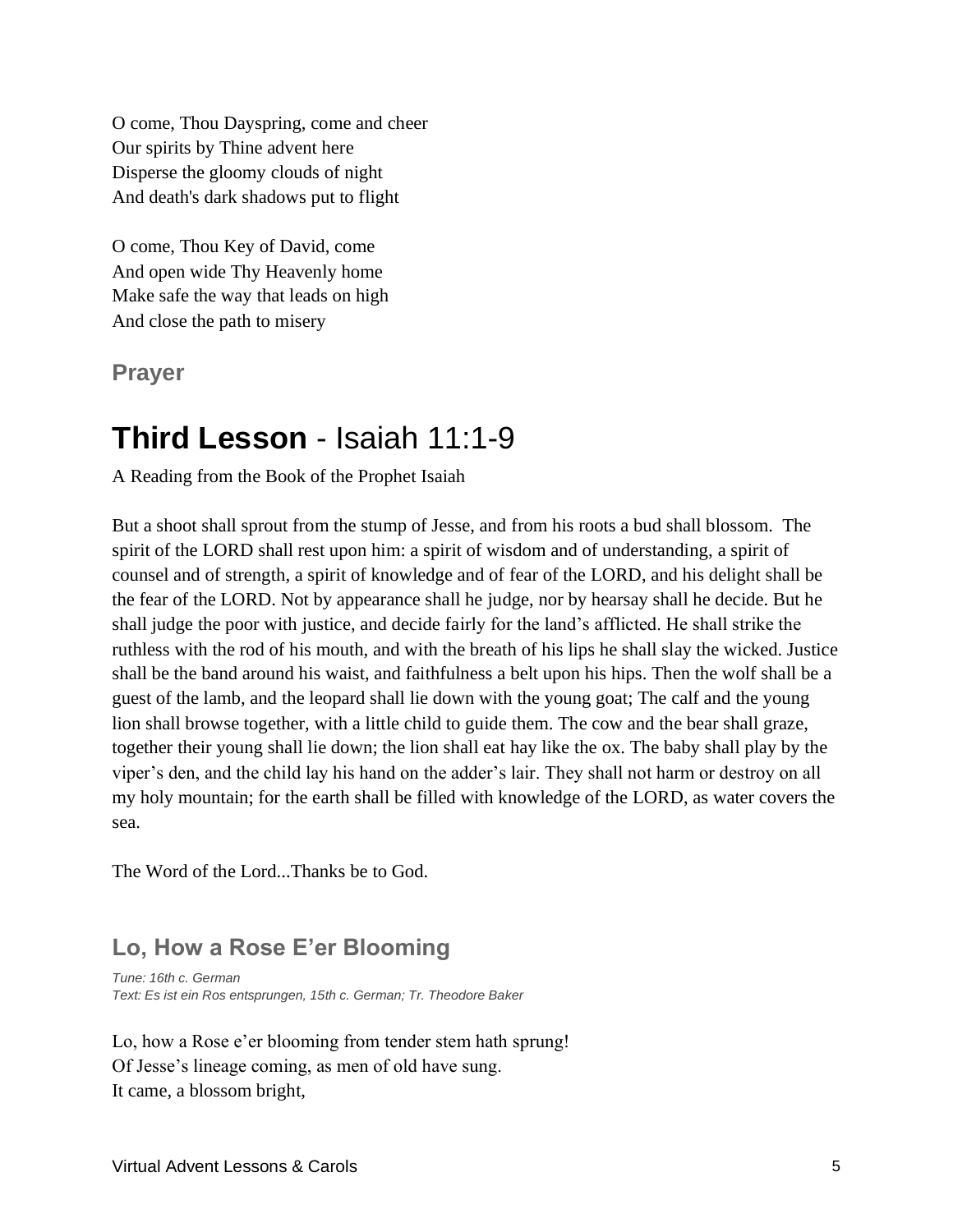O come, Thou Dayspring, come and cheer
Our spirits by Thine advent here
Disperse the gloomy clouds of night
And death's dark shadows put to flight

O come, Thou Key of David, come
And open wide Thy Heavenly home
Make safe the way that leads on high
And close the path to misery

### Prayer

# **Third Lesson** - Isaiah 11:1-9

A Reading from the Book of the Prophet Isaiah

But a shoot shall sprout from the stump of Jesse, and from his roots a bud shall blossom. The spirit of the LORD shall rest upon him: a spirit of wisdom and of understanding, a spirit of counsel and of strength, a spirit of knowledge and of fear of the LORD, and his delight shall be the fear of the LORD. Not by appearance shall he judge, nor by hearsay shall he decide. But he shall judge the poor with justice, and decide fairly for the land's afflicted. He shall strike the ruthless with the rod of his mouth, and with the breath of his lips he shall slay the wicked. Justice shall be the band around his waist, and faithfulness a belt upon his hips. Then the wolf shall be a guest of the lamb, and the leopard shall lie down with the young goat; The calf and the young lion shall browse together, with a little child to guide them. The cow and the bear shall graze, together their young shall lie down; the lion shall eat hay like the ox. The baby shall play by the viper's den, and the child lay his hand on the adder's lair. They shall not harm or destroy on all my holy mountain; for the earth shall be filled with knowledge of the LORD, as water covers the sea.

The Word of the Lord...Thanks be to God.

## Lo, How a Rose E'er Blooming

*Tune: 16th c. German*
*Text: Es ist ein Ros entsprungen, 15th c. German; Tr. Theodore Baker*

Lo, how a Rose e'er blooming from tender stem hath sprung!
Of Jesse's lineage coming, as men of old have sung.
It came, a blossom bright,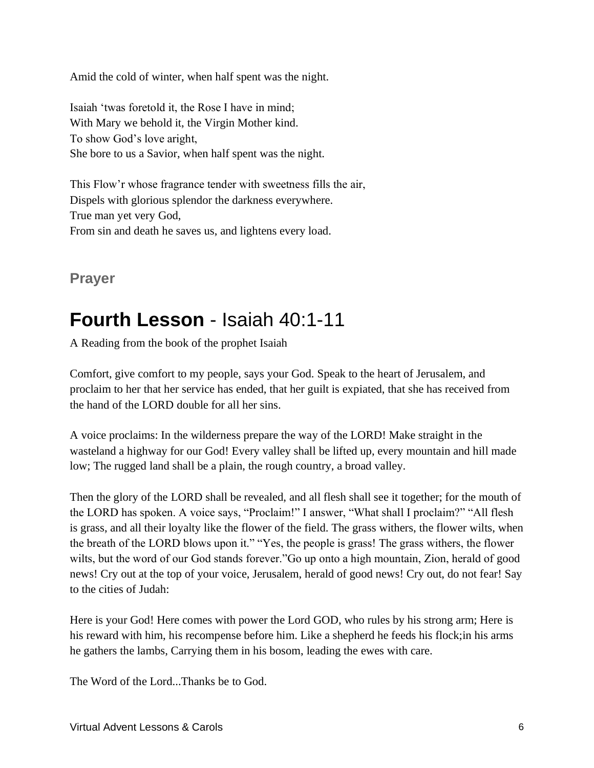Amid the cold of winter, when half spent was the night.

Isaiah 'twas foretold it, the Rose I have in mind;
With Mary we behold it, the Virgin Mother kind.
To show God's love aright,
She bore to us a Savior, when half spent was the night.

This Flow'r whose fragrance tender with sweetness fills the air,
Dispels with glorious splendor the darkness everywhere.
True man yet very God,
From sin and death he saves us, and lightens every load.

### Prayer

# **Fourth Lesson** - Isaiah 40:1-11

A Reading from the book of the prophet Isaiah

Comfort, give comfort to my people, says your God. Speak to the heart of Jerusalem, and proclaim to her that her service has ended, that her guilt is expiated, that she has received from the hand of the LORD double for all her sins.

A voice proclaims: In the wilderness prepare the way of the LORD! Make straight in the wasteland a highway for our God! Every valley shall be lifted up, every mountain and hill made low; The rugged land shall be a plain, the rough country, a broad valley.

Then the glory of the LORD shall be revealed, and all flesh shall see it together; for the mouth of the LORD has spoken. A voice says, "Proclaim!" I answer, "What shall I proclaim?" "All flesh is grass, and all their loyalty like the flower of the field. The grass withers, the flower wilts, when the breath of the LORD blows upon it." "Yes, the people is grass! The grass withers, the flower wilts, but the word of our God stands forever."Go up onto a high mountain, Zion, herald of good news! Cry out at the top of your voice, Jerusalem, herald of good news! Cry out, do not fear! Say to the cities of Judah:

Here is your God! Here comes with power the Lord GOD, who rules by his strong arm; Here is his reward with him, his recompense before him. Like a shepherd he feeds his flock;in his arms he gathers the lambs, Carrying them in his bosom, leading the ewes with care.

The Word of the Lord...Thanks be to God.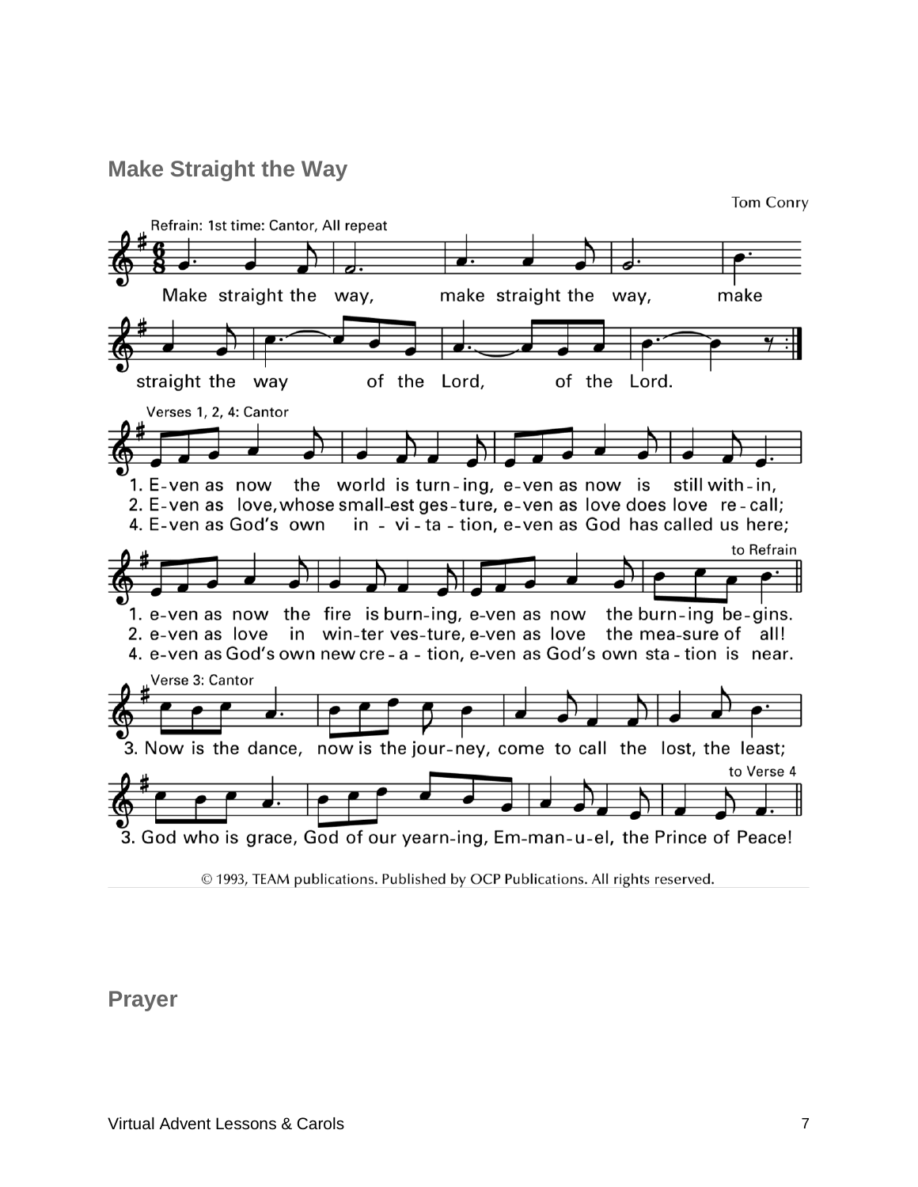## Make Straight the Way

Tom Conry

Refrain: 1st time: Cantor, All repeat

Make straight the way, make straight the way, make straight the way of the Lord, of the Lord.

Verses 1, 2, 4: Cantor

1. E-ven as now the world is turn-ing, e-ven as now is still with-in,
2. E-ven as love, whose small-est ges-ture, e-ven as love does love re-call;
4. E-ven as God's own in-vi-ta-tion, e-ven as God has called us here;

to Refrain

1. e-ven as now the fire is burn-ing, e-ven as now the burn-ing be-gins.
2. e-ven as love in win-ter ves-ture, e-ven as love the mea-sure of all!
4. e-ven as God's own new cre-a-tion, e-ven as God's own sta-tion is near.

Verse 3: Cantor

3. Now is the dance, now is the jour-ney, come to call the lost, the least;

to Verse 4

3. God who is grace, God of our yearn-ing, Em-man-u-el, the Prince of Peace!

© 1993, TEAM publications. Published by OCP Publications. All rights reserved.

## Prayer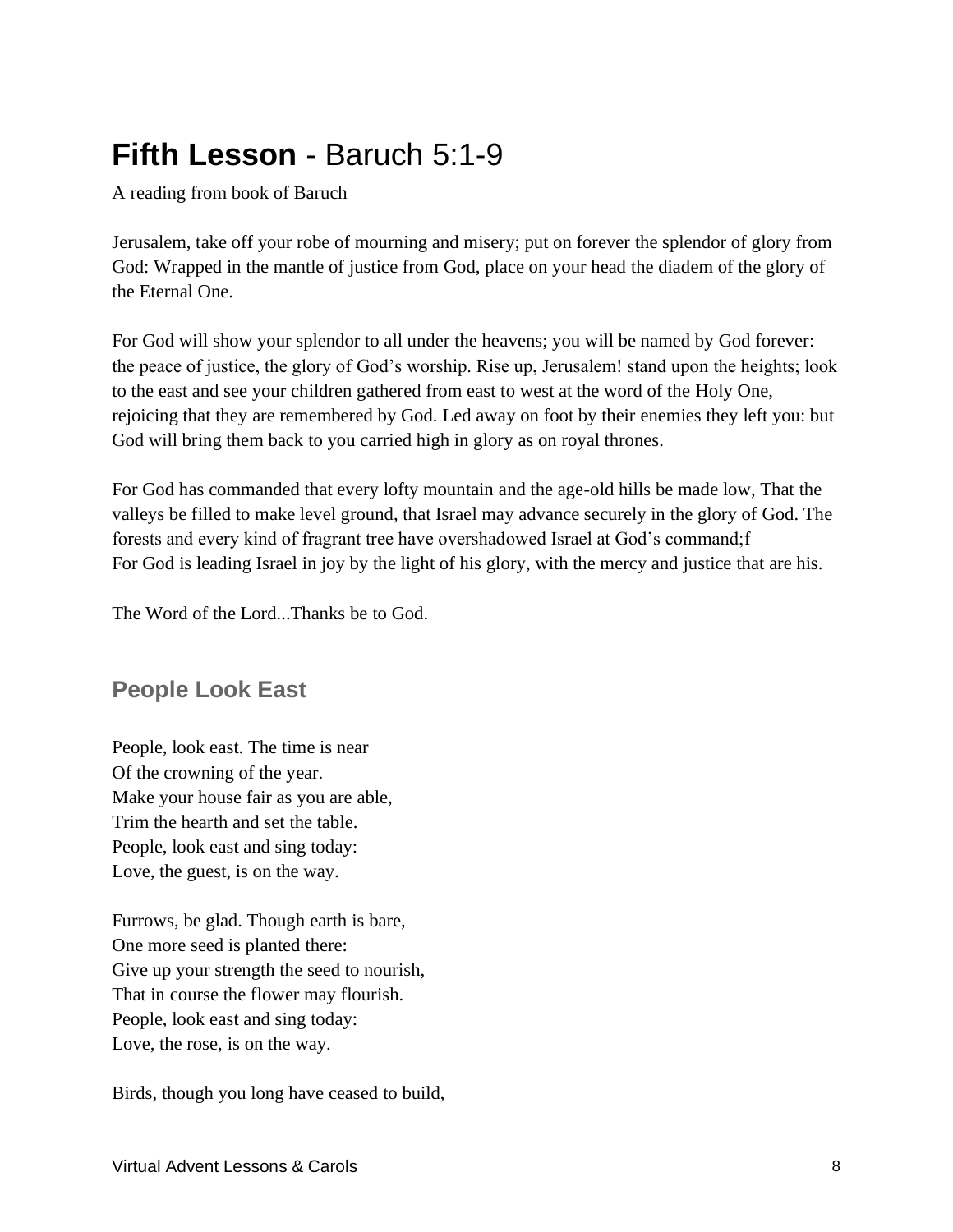# **Fifth Lesson** - Baruch 5:1-9

A reading from book of Baruch

Jerusalem, take off your robe of mourning and misery; put on forever the splendor of glory from God: Wrapped in the mantle of justice from God, place on your head the diadem of the glory of the Eternal One.

For God will show your splendor to all under the heavens; you will be named by God forever: the peace of justice, the glory of God's worship. Rise up, Jerusalem! stand upon the heights; look to the east and see your children gathered from east to west at the word of the Holy One, rejoicing that they are remembered by God. Led away on foot by their enemies they left you: but God will bring them back to you carried high in glory as on royal thrones.

For God has commanded that every lofty mountain and the age-old hills be made low, That the valleys be filled to make level ground, that Israel may advance securely in the glory of God. The forests and every kind of fragrant tree have overshadowed Israel at God's command;f
For God is leading Israel in joy by the light of his glory, with the mercy and justice that are his.

The Word of the Lord...Thanks be to God.

## People Look East

People, look east. The time is near
Of the crowning of the year.
Make your house fair as you are able,
Trim the hearth and set the table.
People, look east and sing today:
Love, the guest, is on the way.

Furrows, be glad. Though earth is bare,
One more seed is planted there:
Give up your strength the seed to nourish,
That in course the flower may flourish.
People, look east and sing today:
Love, the rose, is on the way.

Birds, though you long have ceased to build,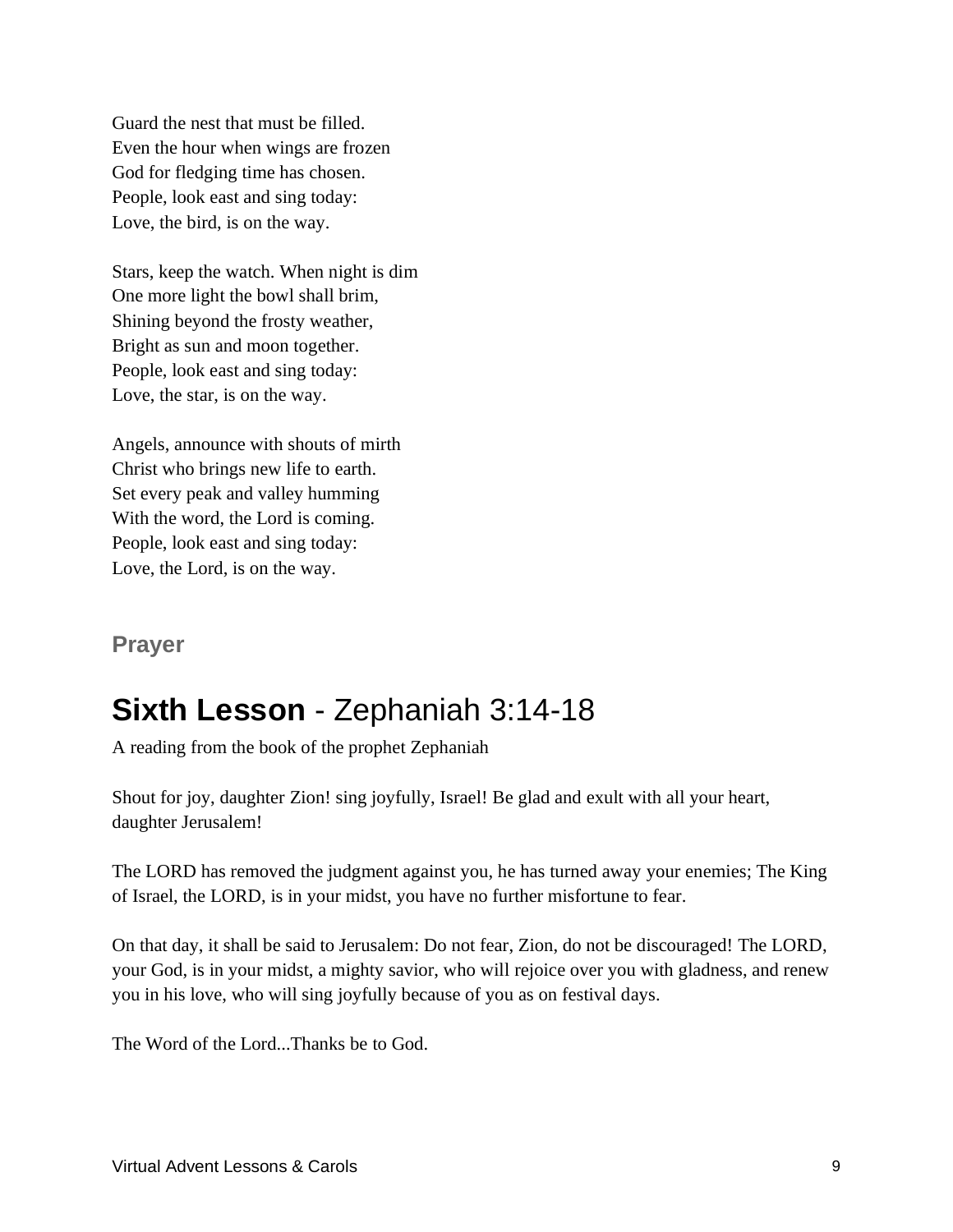Guard the nest that must be filled.
Even the hour when wings are frozen
God for fledging time has chosen.
People, look east and sing today:
Love, the bird, is on the way.

Stars, keep the watch. When night is dim
One more light the bowl shall brim,
Shining beyond the frosty weather,
Bright as sun and moon together.
People, look east and sing today:
Love, the star, is on the way.

Angels, announce with shouts of mirth
Christ who brings new life to earth.
Set every peak and valley humming
With the word, the Lord is coming.
People, look east and sing today:
Love, the Lord, is on the way.

### Prayer

## **Sixth Lesson** - Zephaniah 3:14-18

A reading from the book of the prophet Zephaniah

Shout for joy, daughter Zion! sing joyfully, Israel! Be glad and exult with all your heart, daughter Jerusalem!

The LORD has removed the judgment against you, he has turned away your enemies; The King of Israel, the LORD, is in your midst, you have no further misfortune to fear.

On that day, it shall be said to Jerusalem: Do not fear, Zion, do not be discouraged! The LORD, your God, is in your midst, a mighty savior, who will rejoice over you with gladness, and renew you in his love, who will sing joyfully because of you as on festival days.

The Word of the Lord...Thanks be to God.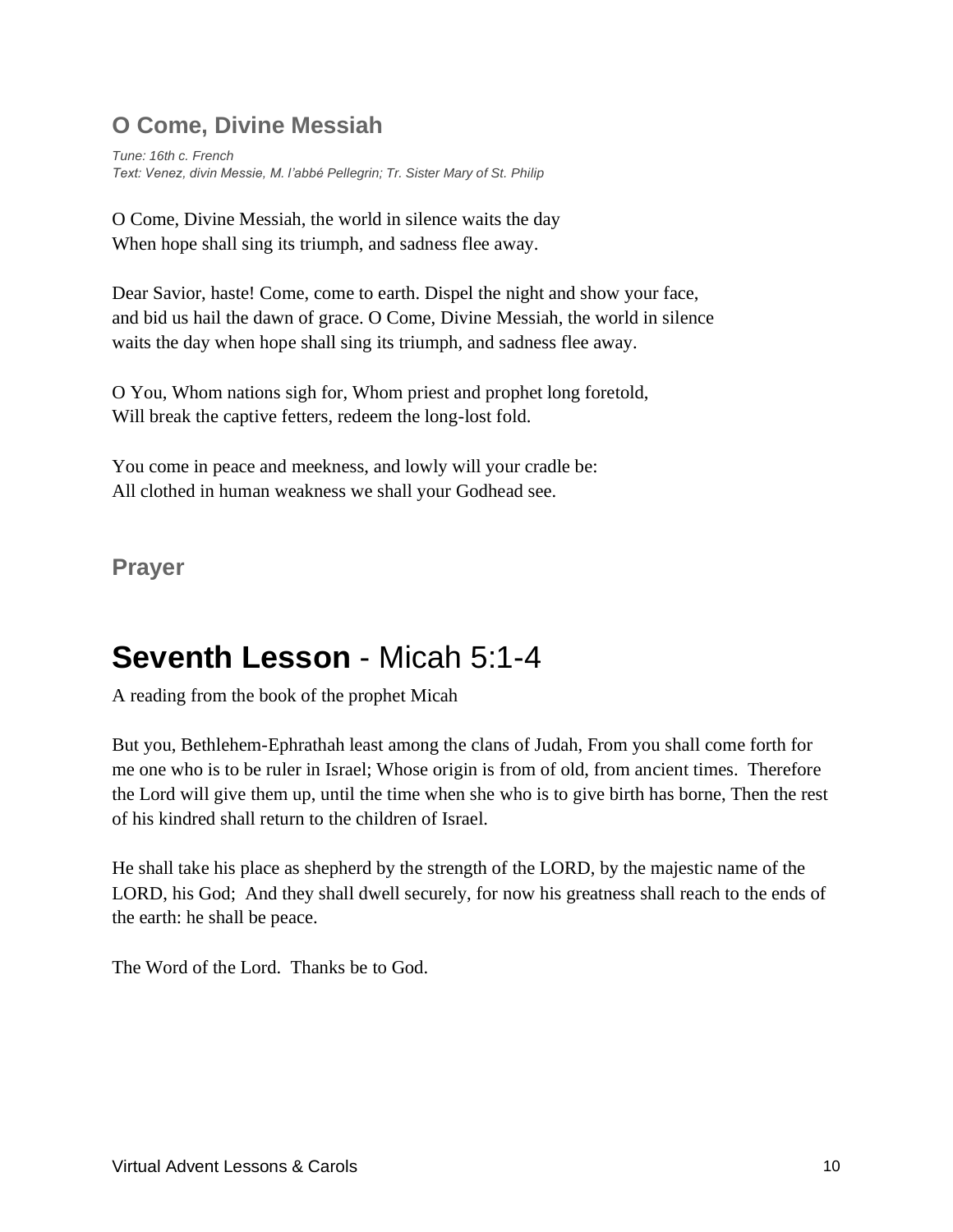## O Come, Divine Messiah

*Tune: 16th c. French*
*Text: Venez, divin Messie, M. l'abbé Pellegrin; Tr. Sister Mary of St. Philip*

O Come, Divine Messiah, the world in silence waits the day
When hope shall sing its triumph, and sadness flee away.

Dear Savior, haste! Come, come to earth. Dispel the night and show your face, and bid us hail the dawn of grace. O Come, Divine Messiah, the world in silence waits the day when hope shall sing its triumph, and sadness flee away.

O You, Whom nations sigh for, Whom priest and prophet long foretold,
Will break the captive fetters, redeem the long-lost fold.

You come in peace and meekness, and lowly will your cradle be:
All clothed in human weakness we shall your Godhead see.

## Prayer

# **Seventh Lesson** - Micah 5:1-4

A reading from the book of the prophet Micah

But you, Bethlehem-Ephrathah least among the clans of Judah, From you shall come forth for me one who is to be ruler in Israel; Whose origin is from of old, from ancient times. Therefore the Lord will give them up, until the time when she who is to give birth has borne, Then the rest of his kindred shall return to the children of Israel.

He shall take his place as shepherd by the strength of the LORD, by the majestic name of the LORD, his God; And they shall dwell securely, for now his greatness shall reach to the ends of the earth: he shall be peace.

The Word of the Lord. Thanks be to God.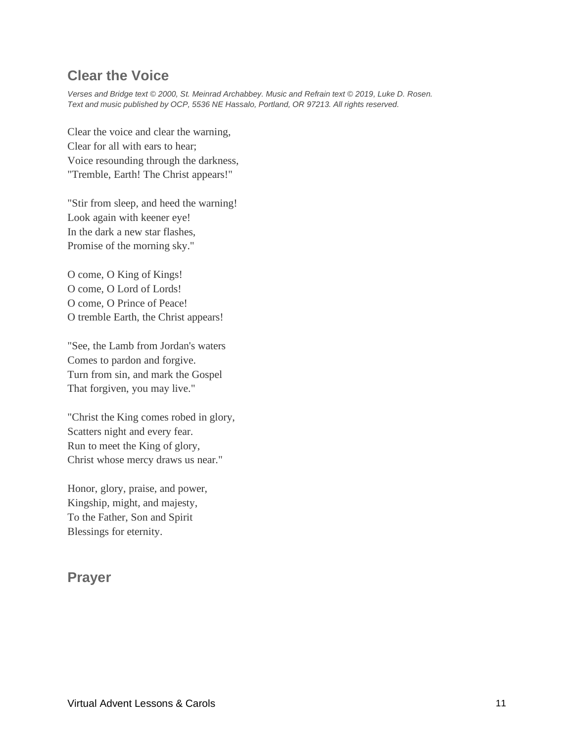## Clear the Voice

*Verses and Bridge text © 2000, St. Meinrad Archabbey. Music and Refrain text © 2019, Luke D. Rosen. Text and music published by OCP, 5536 NE Hassalo, Portland, OR 97213. All rights reserved.*

Clear the voice and clear the warning,
Clear for all with ears to hear;
Voice resounding through the darkness,
"Tremble, Earth! The Christ appears!"

"Stir from sleep, and heed the warning!
Look again with keener eye!
In the dark a new star flashes,
Promise of the morning sky."

O come, O King of Kings!
O come, O Lord of Lords!
O come, O Prince of Peace!
O tremble Earth, the Christ appears!

"See, the Lamb from Jordan's waters
Comes to pardon and forgive.
Turn from sin, and mark the Gospel
That forgiven, you may live."

"Christ the King comes robed in glory,
Scatters night and every fear.
Run to meet the King of glory,
Christ whose mercy draws us near."

Honor, glory, praise, and power,
Kingship, might, and majesty,
To the Father, Son and Spirit
Blessings for eternity.

## Prayer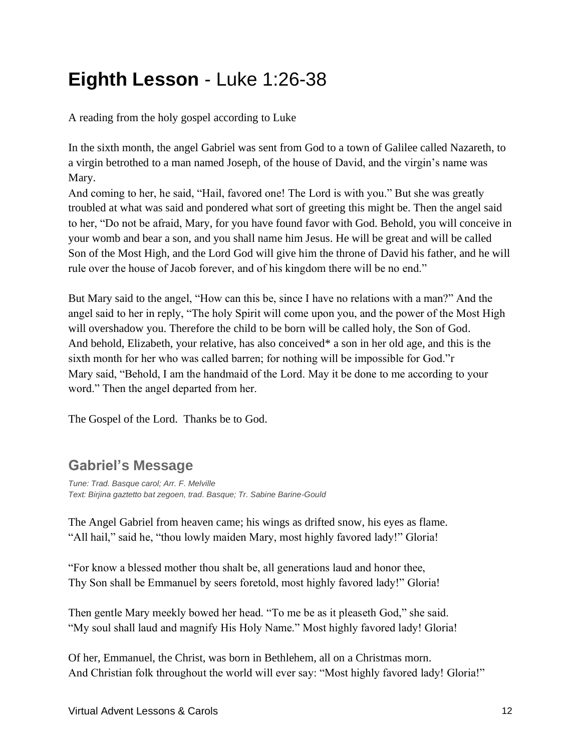# **Eighth Lesson** - Luke 1:26-38

A reading from the holy gospel according to Luke

In the sixth month, the angel Gabriel was sent from God to a town of Galilee called Nazareth, to a virgin betrothed to a man named Joseph, of the house of David, and the virgin's name was Mary.
And coming to her, he said, "Hail, favored one! The Lord is with you." But she was greatly troubled at what was said and pondered what sort of greeting this might be. Then the angel said to her, "Do not be afraid, Mary, for you have found favor with God. Behold, you will conceive in your womb and bear a son, and you shall name him Jesus. He will be great and will be called Son of the Most High, and the Lord God will give him the throne of David his father, and he will rule over the house of Jacob forever, and of his kingdom there will be no end."

But Mary said to the angel, "How can this be, since I have no relations with a man?" And the angel said to her in reply, "The holy Spirit will come upon you, and the power of the Most High will overshadow you. Therefore the child to be born will be called holy, the Son of God.
And behold, Elizabeth, your relative, has also conceived* a son in her old age, and this is the sixth month for her who was called barren; for nothing will be impossible for God."r
Mary said, "Behold, I am the handmaid of the Lord. May it be done to me according to your word." Then the angel departed from her.

The Gospel of the Lord. Thanks be to God.

## Gabriel's Message

*Tune: Trad. Basque carol; Arr. F. Melville*
*Text: Birjina gaztetto bat zegoen, trad. Basque; Tr. Sabine Barine-Gould*

The Angel Gabriel from heaven came; his wings as drifted snow, his eyes as flame.
"All hail," said he, "thou lowly maiden Mary, most highly favored lady!" Gloria!

"For know a blessed mother thou shalt be, all generations laud and honor thee,
Thy Son shall be Emmanuel by seers foretold, most highly favored lady!" Gloria!

Then gentle Mary meekly bowed her head. "To me be as it pleaseth God," she said.
"My soul shall laud and magnify His Holy Name." Most highly favored lady! Gloria!

Of her, Emmanuel, the Christ, was born in Bethlehem, all on a Christmas morn.
And Christian folk throughout the world will ever say: "Most highly favored lady! Gloria!"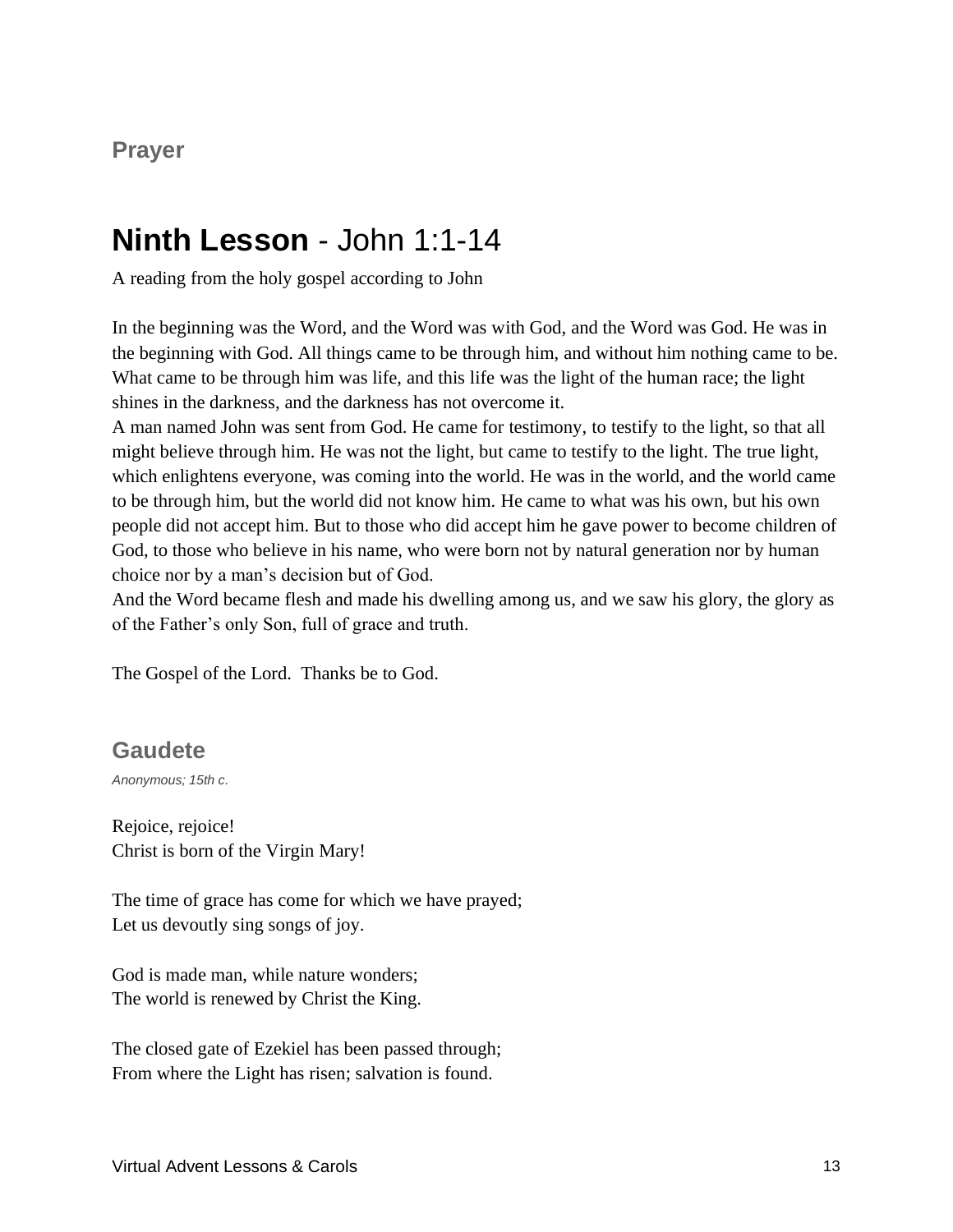### Prayer

## **Ninth Lesson** - John 1:1-14

A reading from the holy gospel according to John

In the beginning was the Word, and the Word was with God, and the Word was God. He was in the beginning with God. All things came to be through him, and without him nothing came to be. What came to be through him was life, and this life was the light of the human race; the light shines in the darkness, and the darkness has not overcome it.
A man named John was sent from God. He came for testimony, to testify to the light, so that all might believe through him. He was not the light, but came to testify to the light. The true light, which enlightens everyone, was coming into the world. He was in the world, and the world came to be through him, but the world did not know him. He came to what was his own, but his own people did not accept him. But to those who did accept him he gave power to become children of God, to those who believe in his name, who were born not by natural generation nor by human choice nor by a man's decision but of God.
And the Word became flesh and made his dwelling among us, and we saw his glory, the glory as of the Father's only Son, full of grace and truth.

The Gospel of the Lord. Thanks be to God.

### Gaudete

*Anonymous; 15th c.*

Rejoice, rejoice!
Christ is born of the Virgin Mary!

The time of grace has come for which we have prayed;
Let us devoutly sing songs of joy.

God is made man, while nature wonders;
The world is renewed by Christ the King.

The closed gate of Ezekiel has been passed through;
From where the Light has risen; salvation is found.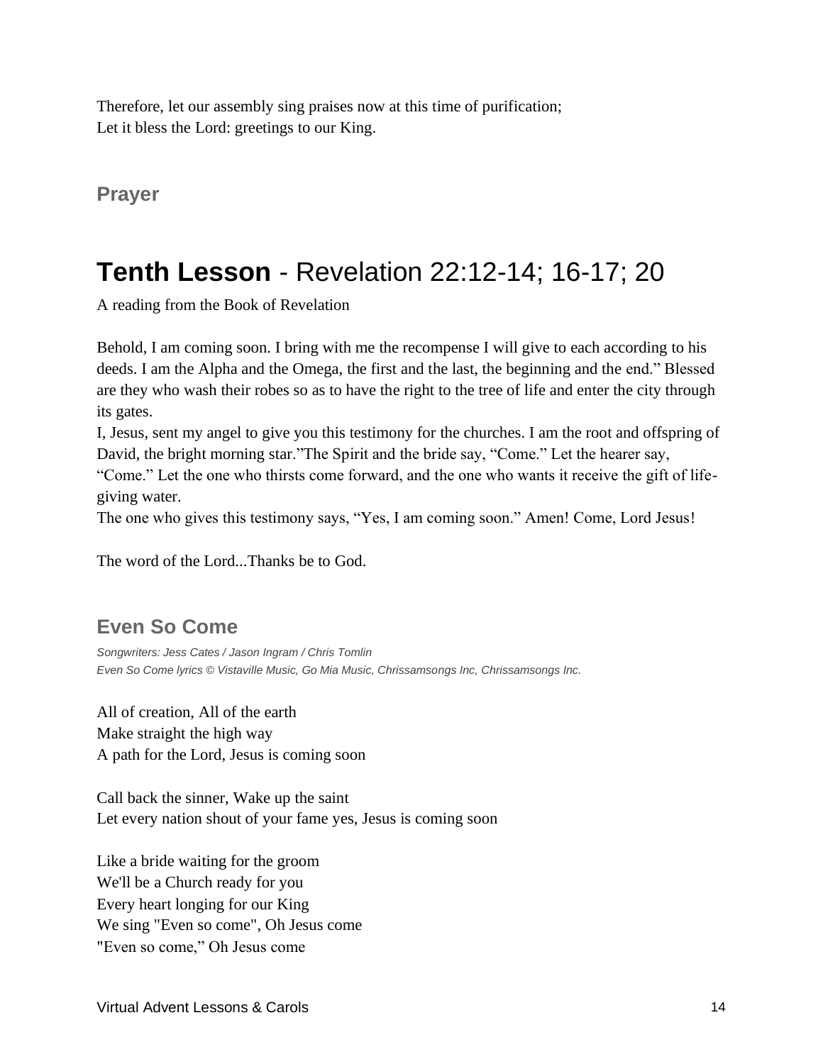Therefore, let our assembly sing praises now at this time of purification;
Let it bless the Lord: greetings to our King.

### Prayer

# **Tenth Lesson** - Revelation 22:12-14; 16-17; 20

A reading from the Book of Revelation

Behold, I am coming soon. I bring with me the recompense I will give to each according to his deeds. I am the Alpha and the Omega, the first and the last, the beginning and the end." Blessed are they who wash their robes so as to have the right to the tree of life and enter the city through its gates.
I, Jesus, sent my angel to give you this testimony for the churches. I am the root and offspring of David, the bright morning star."The Spirit and the bride say, "Come." Let the hearer say, "Come." Let the one who thirsts come forward, and the one who wants it receive the gift of life-giving water.
The one who gives this testimony says, "Yes, I am coming soon." Amen! Come, Lord Jesus!

The word of the Lord...Thanks be to God.

### Even So Come

*Songwriters: Jess Cates / Jason Ingram / Chris Tomlin*
*Even So Come lyrics © Vistaville Music, Go Mia Music, Chrissamsongs Inc, Chrissamsongs Inc.*

All of creation, All of the earth
Make straight the high way
A path for the Lord, Jesus is coming soon

Call back the sinner, Wake up the saint
Let every nation shout of your fame yes, Jesus is coming soon

Like a bride waiting for the groom
We'll be a Church ready for you
Every heart longing for our King
We sing "Even so come", Oh Jesus come
"Even so come," Oh Jesus come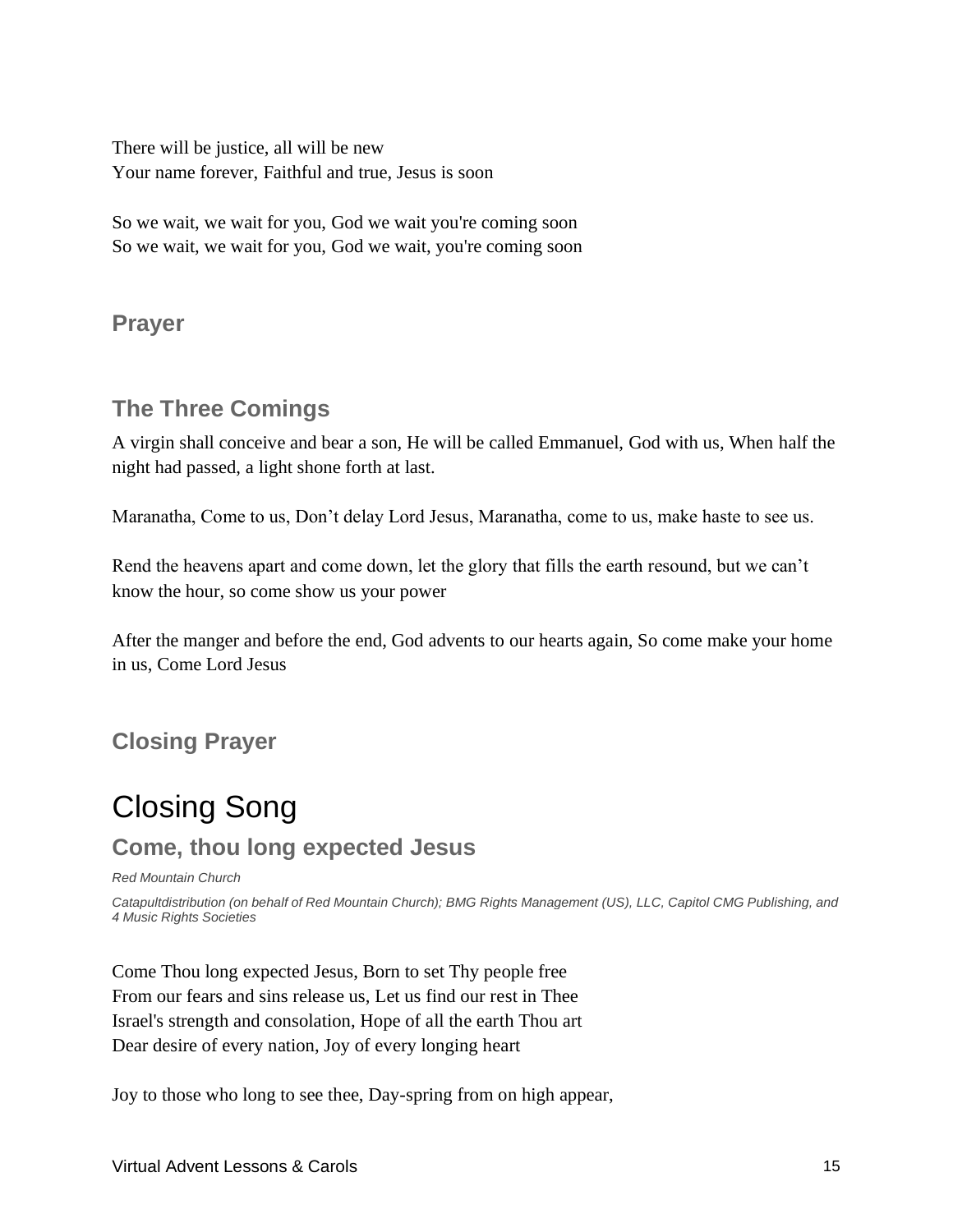There will be justice, all will be new
Your name forever, Faithful and true, Jesus is soon

So we wait, we wait for you, God we wait you're coming soon
So we wait, we wait for you, God we wait, you're coming soon

### Prayer

### The Three Comings

A virgin shall conceive and bear a son, He will be called Emmanuel, God with us, When half the night had passed, a light shone forth at last.

Maranatha, Come to us, Don't delay Lord Jesus, Maranatha, come to us, make haste to see us.

Rend the heavens apart and come down, let the glory that fills the earth resound, but we can't know the hour, so come show us your power

After the manger and before the end, God advents to our hearts again, So come make your home in us, Come Lord Jesus

### Closing Prayer

# Closing Song

### Come, thou long expected Jesus

*Red Mountain Church*

*Catapultdistribution (on behalf of Red Mountain Church); BMG Rights Management (US), LLC, Capitol CMG Publishing, and 4 Music Rights Societies*

Come Thou long expected Jesus, Born to set Thy people free
From our fears and sins release us, Let us find our rest in Thee
Israel's strength and consolation, Hope of all the earth Thou art
Dear desire of every nation, Joy of every longing heart

Joy to those who long to see thee, Day-spring from on high appear,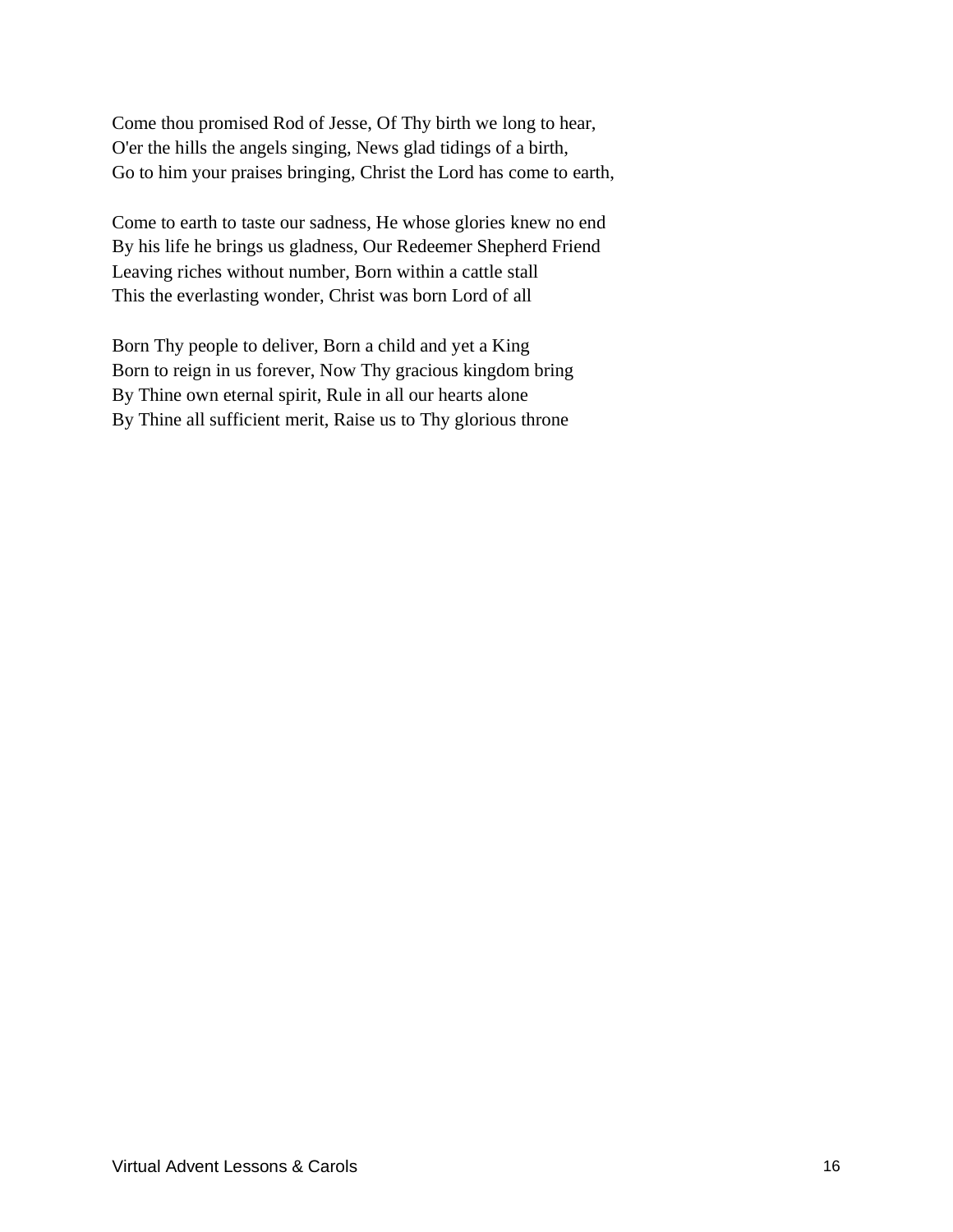Come thou promised Rod of Jesse, Of Thy birth we long to hear,  
O'er the hills the angels singing, News glad tidings of a birth,  
Go to him your praises bringing, Christ the Lord has come to earth,

Come to earth to taste our sadness, He whose glories knew no end  
By his life he brings us gladness, Our Redeemer Shepherd Friend  
Leaving riches without number, Born within a cattle stall  
This the everlasting wonder, Christ was born Lord of all

Born Thy people to deliver, Born a child and yet a King  
Born to reign in us forever, Now Thy gracious kingdom bring  
By Thine own eternal spirit, Rule in all our hearts alone  
By Thine all sufficient merit, Raise us to Thy glorious throne